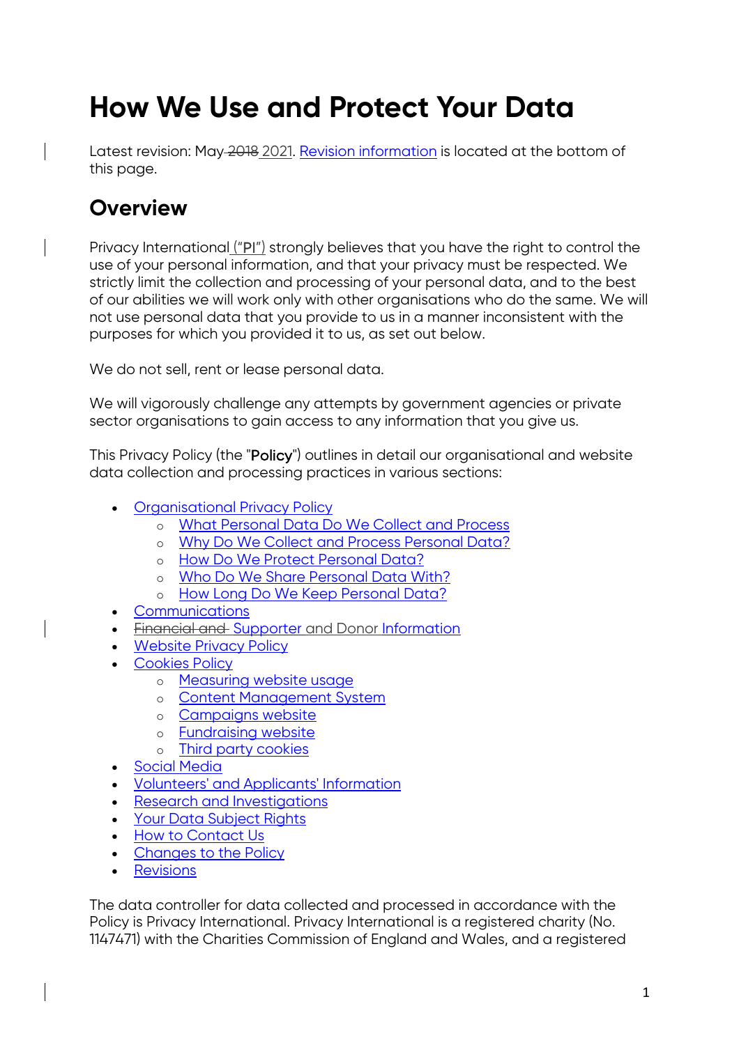# How We Use and Protect Your Data

Latest revision: May ~~2018~~ 2021. Revision information is located at the bottom of this page.

## Overview

Privacy International ("PI") strongly believes that you have the right to control the use of your personal information, and that your privacy must be respected. We strictly limit the collection and processing of your personal data, and to the best of our abilities we will work only with other organisations who do the same. We will not use personal data that you provide to us in a manner inconsistent with the purposes for which you provided it to us, as set out below.

We do not sell, rent or lease personal data.

We will vigorously challenge any attempts by government agencies or private sector organisations to gain access to any information that you give us.

This Privacy Policy (the "**Policy**") outlines in detail our organisational and website data collection and processing practices in various sections:

- Organisational Privacy Policy
  - What Personal Data Do We Collect and Process
  - Why Do We Collect and Process Personal Data?
  - How Do We Protect Personal Data?
  - Who Do We Share Personal Data With?
  - How Long Do We Keep Personal Data?
- Communications
- ~~Financial and~~ Supporter and Donor Information
- Website Privacy Policy
- Cookies Policy
  - Measuring website usage
  - Content Management System
  - Campaigns website
  - Fundraising website
  - Third party cookies
- Social Media
- Volunteers' and Applicants' Information
- Research and Investigations
- Your Data Subject Rights
- How to Contact Us
- Changes to the Policy
- Revisions

The data controller for data collected and processed in accordance with the Policy is Privacy International. Privacy International is a registered charity (No. 1147471) with the Charities Commission of England and Wales, and a registered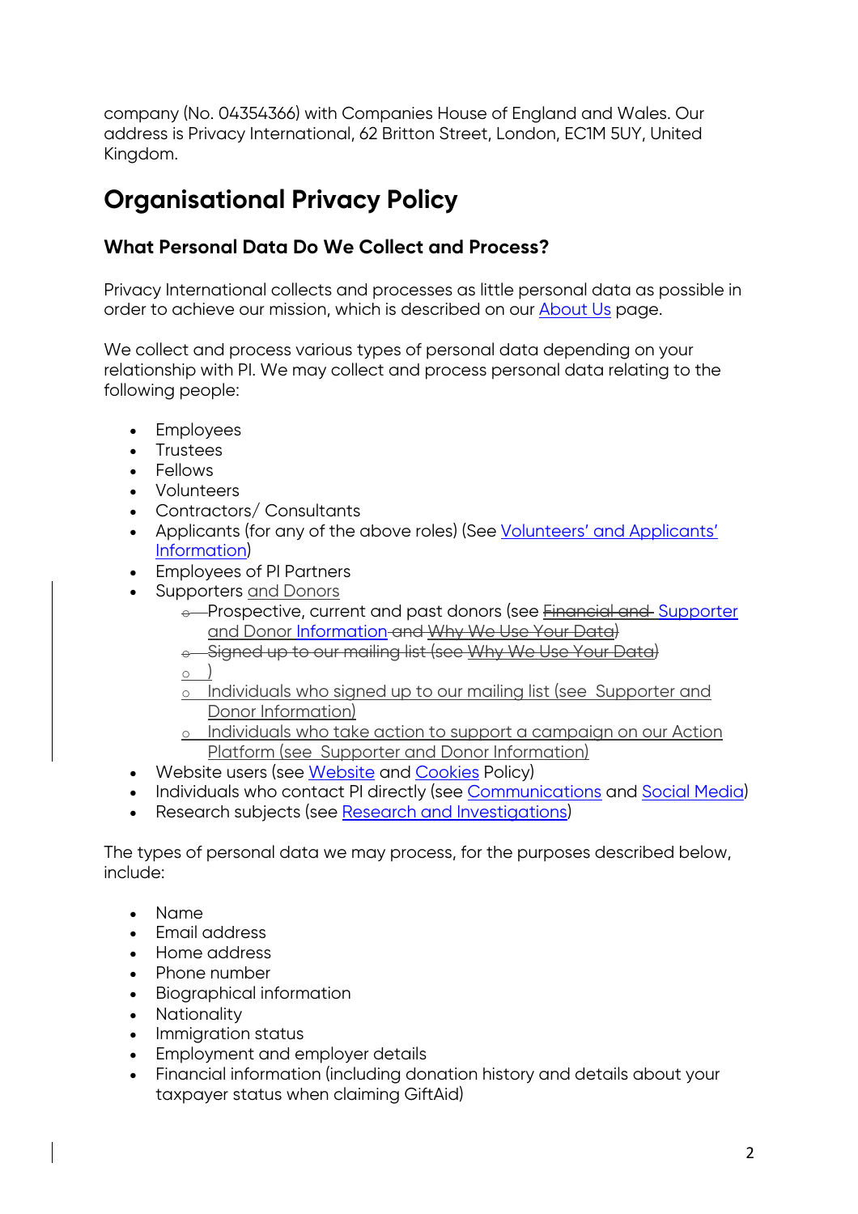company (No. 04354366) with Companies House of England and Wales. Our address is Privacy International, 62 Britton Street, London, EC1M 5UY, United Kingdom.

# Organisational Privacy Policy

### What Personal Data Do We Collect and Process?

Privacy International collects and processes as little personal data as possible in order to achieve our mission, which is described on our About Us page.

We collect and process various types of personal data depending on your relationship with PI. We may collect and process personal data relating to the following people:

- Employees
- Trustees
- Fellows
- Volunteers
- Contractors/ Consultants
- Applicants (for any of the above roles) (See Volunteers' and Applicants' Information)
- Employees of PI Partners
- Supporters and Donors
  - Prospective, current and past donors (see ~~Financial and~~ Supporter and Donor Information ~~and Why We Use Your Data~~)
  - ~~Signed up to our mailing list (see Why We Use Your Data)~~
  - )
  - Individuals who signed up to our mailing list (see Supporter and Donor Information)
  - Individuals who take action to support a campaign on our Action Platform (see Supporter and Donor Information)
- Website users (see Website and Cookies Policy)
- Individuals who contact PI directly (see Communications and Social Media)
- Research subjects (see Research and Investigations)

The types of personal data we may process, for the purposes described below, include:

- Name
- Email address
- Home address
- Phone number
- Biographical information
- Nationality
- Immigration status
- Employment and employer details
- Financial information (including donation history and details about your taxpayer status when claiming GiftAid)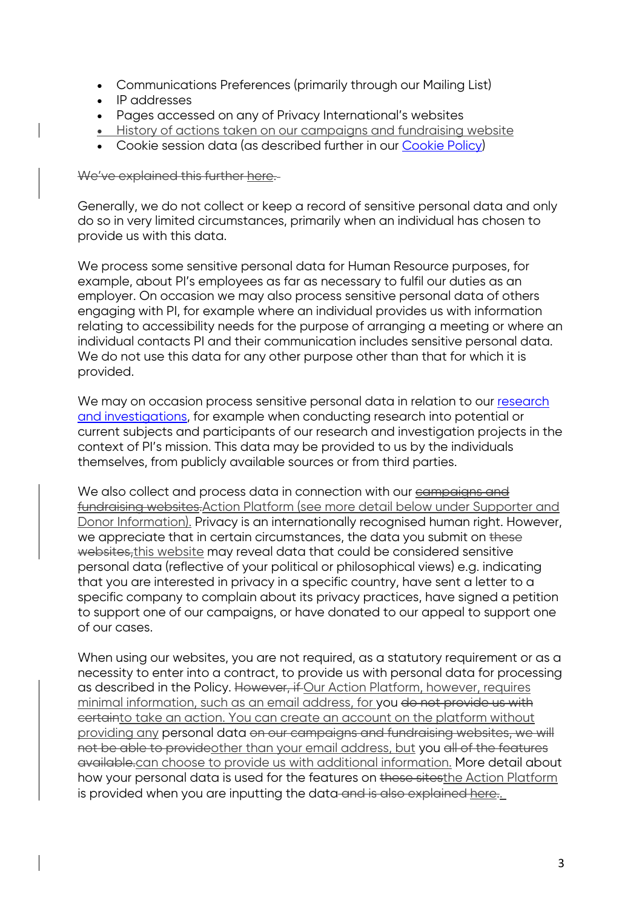- Communications Preferences (primarily through our Mailing List)
- IP addresses
- Pages accessed on any of Privacy International's websites
- History of actions taken on our campaigns and fundraising website
- Cookie session data (as described further in our Cookie Policy)

~~We've explained this further here.~~

Generally, we do not collect or keep a record of sensitive personal data and only do so in very limited circumstances, primarily when an individual has chosen to provide us with this data.

We process some sensitive personal data for Human Resource purposes, for example, about PI's employees as far as necessary to fulfil our duties as an employer. On occasion we may also process sensitive personal data of others engaging with PI, for example where an individual provides us with information relating to accessibility needs for the purpose of arranging a meeting or where an individual contacts PI and their communication includes sensitive personal data. We do not use this data for any other purpose other than that for which it is provided.

We may on occasion process sensitive personal data in relation to our research and investigations, for example when conducting research into potential or current subjects and participants of our research and investigation projects in the context of PI's mission. This data may be provided to us by the individuals themselves, from publicly available sources or from third parties.

We also collect and process data in connection with our ~~campaigns and fundraising websites.~~Action Platform (see more detail below under Supporter and Donor Information). Privacy is an internationally recognised human right. However, we appreciate that in certain circumstances, the data you submit on ~~these websites,~~this website may reveal data that could be considered sensitive personal data (reflective of your political or philosophical views) e.g. indicating that you are interested in privacy in a specific country, have sent a letter to a specific company to complain about its privacy practices, have signed a petition to support one of our campaigns, or have donated to our appeal to support one of our cases.

When using our websites, you are not required, as a statutory requirement or as a necessity to enter into a contract, to provide us with personal data for processing as described in the Policy. ~~However, if~~ Our Action Platform, however, requires minimal information, such as an email address, for you ~~do not provide us with certain~~to take an action. You can create an account on the platform without providing any personal data ~~on our campaigns and fundraising websites, we will not be able to provide~~other than your email address, but you ~~all of the features available.~~can choose to provide us with additional information. More detail about how your personal data is used for the features on ~~these sites~~the Action Platform is provided when you are inputting the data~~ and is also explained here.~~.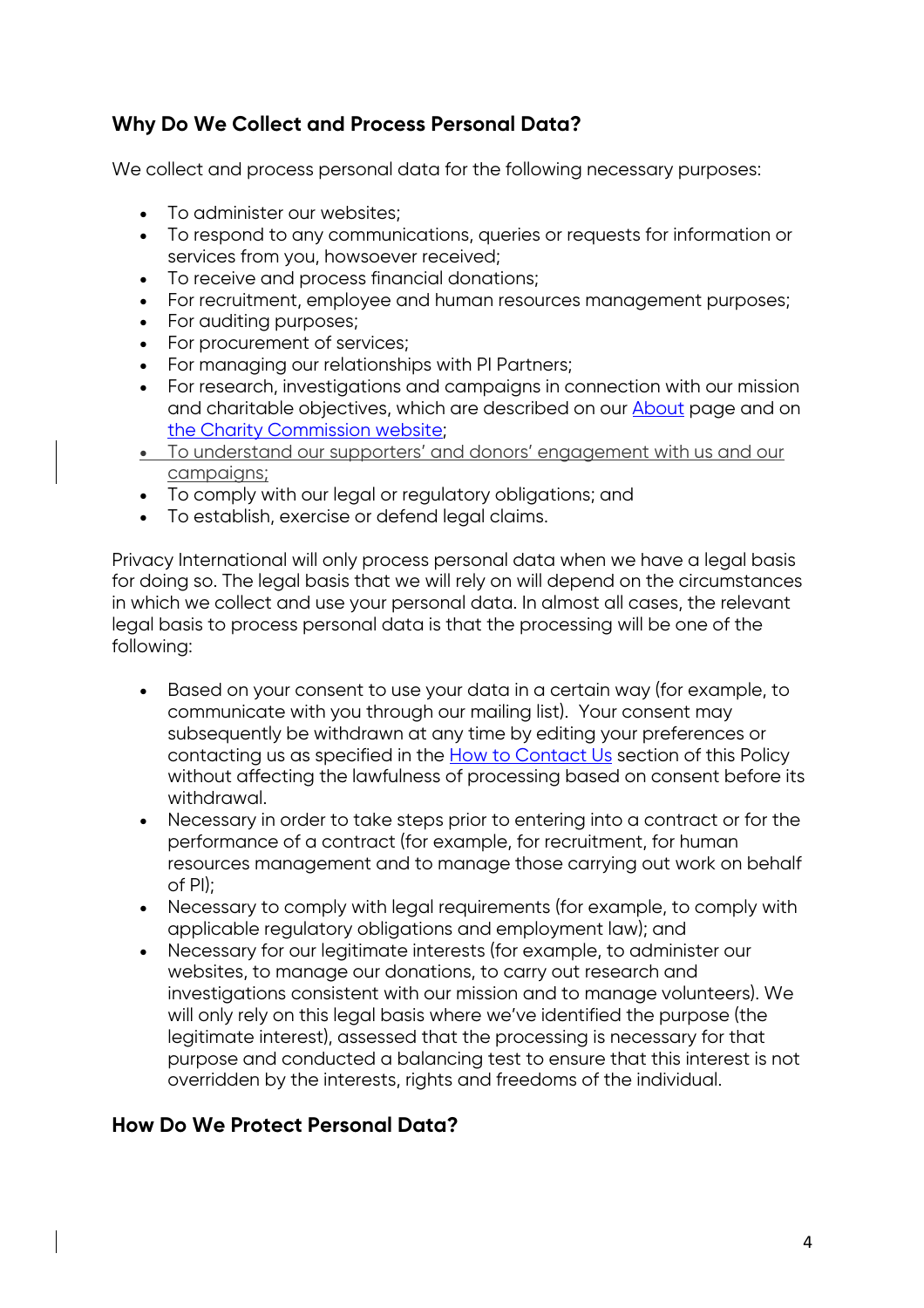## Why Do We Collect and Process Personal Data?

We collect and process personal data for the following necessary purposes:

- To administer our websites;
- To respond to any communications, queries or requests for information or services from you, howsoever received;
- To receive and process financial donations;
- For recruitment, employee and human resources management purposes;
- For auditing purposes;
- For procurement of services;
- For managing our relationships with PI Partners;
- For research, investigations and campaigns in connection with our mission and charitable objectives, which are described on our About page and on the Charity Commission website;
- To understand our supporters' and donors' engagement with us and our campaigns;
- To comply with our legal or regulatory obligations; and
- To establish, exercise or defend legal claims.

Privacy International will only process personal data when we have a legal basis for doing so. The legal basis that we will rely on will depend on the circumstances in which we collect and use your personal data. In almost all cases, the relevant legal basis to process personal data is that the processing will be one of the following:

- Based on your consent to use your data in a certain way (for example, to communicate with you through our mailing list). Your consent may subsequently be withdrawn at any time by editing your preferences or contacting us as specified in the How to Contact Us section of this Policy without affecting the lawfulness of processing based on consent before its withdrawal.
- Necessary in order to take steps prior to entering into a contract or for the performance of a contract (for example, for recruitment, for human resources management and to manage those carrying out work on behalf of PI);
- Necessary to comply with legal requirements (for example, to comply with applicable regulatory obligations and employment law); and
- Necessary for our legitimate interests (for example, to administer our websites, to manage our donations, to carry out research and investigations consistent with our mission and to manage volunteers). We will only rely on this legal basis where we've identified the purpose (the legitimate interest), assessed that the processing is necessary for that purpose and conducted a balancing test to ensure that this interest is not overridden by the interests, rights and freedoms of the individual.

## How Do We Protect Personal Data?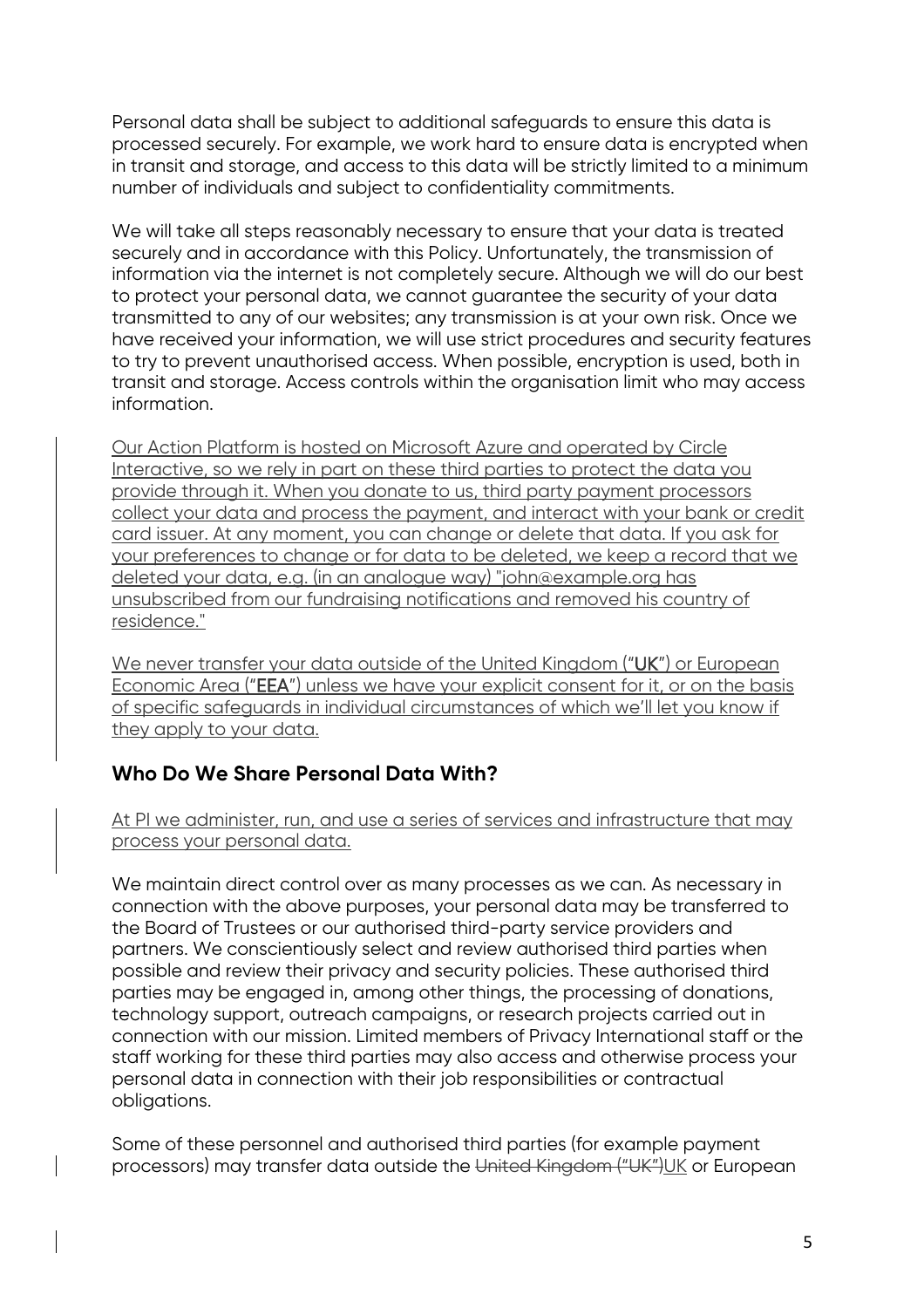Personal data shall be subject to additional safeguards to ensure this data is processed securely. For example, we work hard to ensure data is encrypted when in transit and storage, and access to this data will be strictly limited to a minimum number of individuals and subject to confidentiality commitments.

We will take all steps reasonably necessary to ensure that your data is treated securely and in accordance with this Policy. Unfortunately, the transmission of information via the internet is not completely secure. Although we will do our best to protect your personal data, we cannot guarantee the security of your data transmitted to any of our websites; any transmission is at your own risk. Once we have received your information, we will use strict procedures and security features to try to prevent unauthorised access. When possible, encryption is used, both in transit and storage. Access controls within the organisation limit who may access information.

Our Action Platform is hosted on Microsoft Azure and operated by Circle Interactive, so we rely in part on these third parties to protect the data you provide through it. When you donate to us, third party payment processors collect your data and process the payment, and interact with your bank or credit card issuer. At any moment, you can change or delete that data. If you ask for your preferences to change or for data to be deleted, we keep a record that we deleted your data, e.g. (in an analogue way) "john@example.org has unsubscribed from our fundraising notifications and removed his country of residence."

We never transfer your data outside of the United Kingdom ("**UK**") or European Economic Area ("**EEA**") unless we have your explicit consent for it, or on the basis of specific safeguards in individual circumstances of which we'll let you know if they apply to your data.

## Who Do We Share Personal Data With?

At PI we administer, run, and use a series of services and infrastructure that may process your personal data.

We maintain direct control over as many processes as we can. As necessary in connection with the above purposes, your personal data may be transferred to the Board of Trustees or our authorised third-party service providers and partners. We conscientiously select and review authorised third parties when possible and review their privacy and security policies. These authorised third parties may be engaged in, among other things, the processing of donations, technology support, outreach campaigns, or research projects carried out in connection with our mission. Limited members of Privacy International staff or the staff working for these third parties may also access and otherwise process your personal data in connection with their job responsibilities or contractual obligations.

Some of these personnel and authorised third parties (for example payment processors) may transfer data outside the ~~United Kingdom ("UK")~~UK or European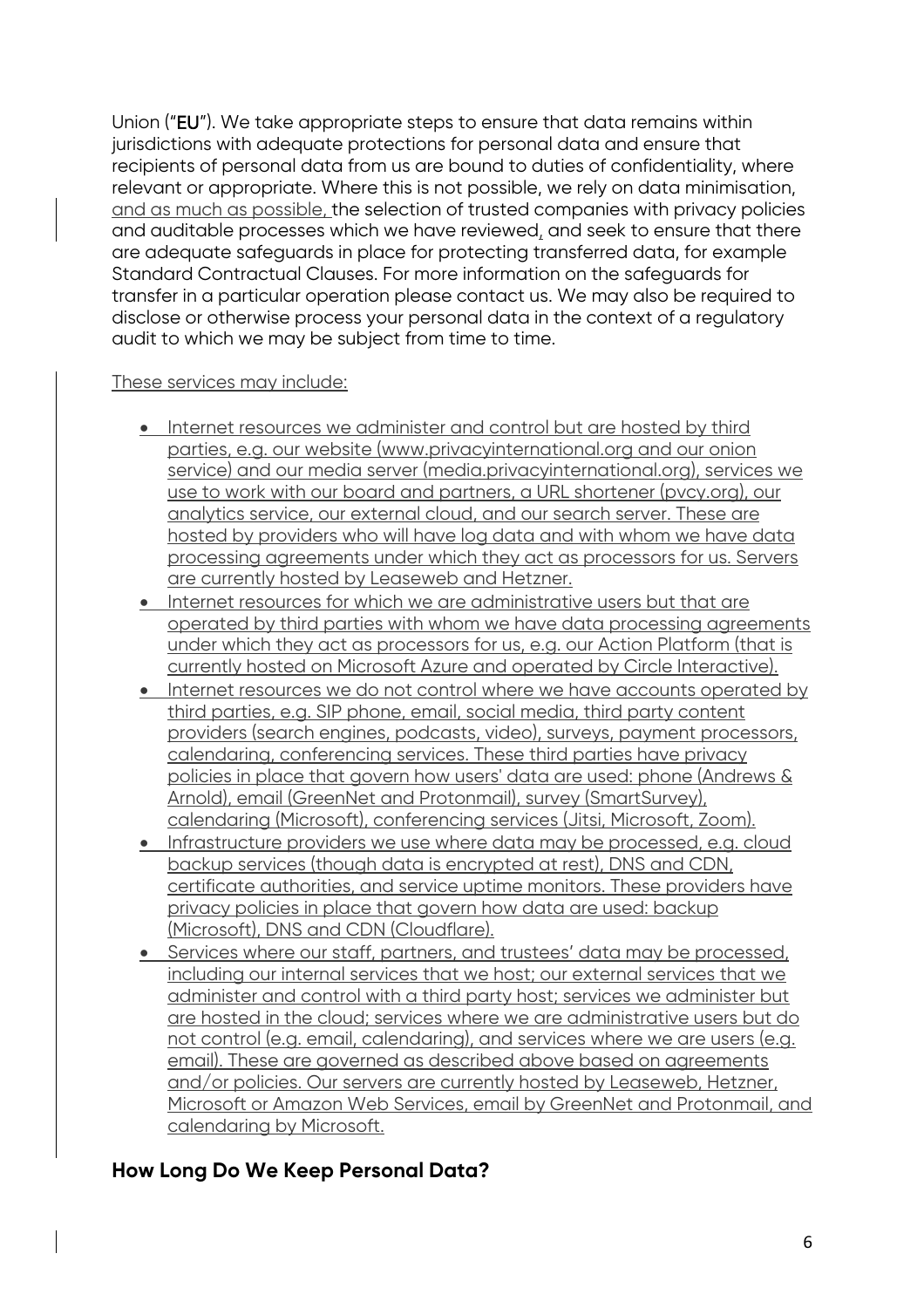Union ("**EU**"). We take appropriate steps to ensure that data remains within jurisdictions with adequate protections for personal data and ensure that recipients of personal data from us are bound to duties of confidentiality, where relevant or appropriate. Where this is not possible, we rely on data minimisation, and as much as possible, the selection of trusted companies with privacy policies and auditable processes which we have reviewed, and seek to ensure that there are adequate safeguards in place for protecting transferred data, for example Standard Contractual Clauses. For more information on the safeguards for transfer in a particular operation please contact us. We may also be required to disclose or otherwise process your personal data in the context of a regulatory audit to which we may be subject from time to time.

These services may include:

- Internet resources we administer and control but are hosted by third parties, e.g. our website (www.privacyinternational.org and our onion service) and our media server (media.privacyinternational.org), services we use to work with our board and partners, a URL shortener (pvcy.org), our analytics service, our external cloud, and our search server. These are hosted by providers who will have log data and with whom we have data processing agreements under which they act as processors for us. Servers are currently hosted by Leaseweb and Hetzner.
- Internet resources for which we are administrative users but that are operated by third parties with whom we have data processing agreements under which they act as processors for us, e.g. our Action Platform (that is currently hosted on Microsoft Azure and operated by Circle Interactive).
- Internet resources we do not control where we have accounts operated by third parties, e.g. SIP phone, email, social media, third party content providers (search engines, podcasts, video), surveys, payment processors, calendaring, conferencing services. These third parties have privacy policies in place that govern how users' data are used: phone (Andrews & Arnold), email (GreenNet and Protonmail), survey (SmartSurvey), calendaring (Microsoft), conferencing services (Jitsi, Microsoft, Zoom).
- Infrastructure providers we use where data may be processed, e.g. cloud backup services (though data is encrypted at rest), DNS and CDN, certificate authorities, and service uptime monitors. These providers have privacy policies in place that govern how data are used: backup (Microsoft), DNS and CDN (Cloudflare).
- Services where our staff, partners, and trustees' data may be processed, including our internal services that we host; our external services that we administer and control with a third party host; services we administer but are hosted in the cloud; services where we are administrative users but do not control (e.g. email, calendaring), and services where we are users (e.g. email). These are governed as described above based on agreements and/or policies. Our servers are currently hosted by Leaseweb, Hetzner, Microsoft or Amazon Web Services, email by GreenNet and Protonmail, and calendaring by Microsoft.

## How Long Do We Keep Personal Data?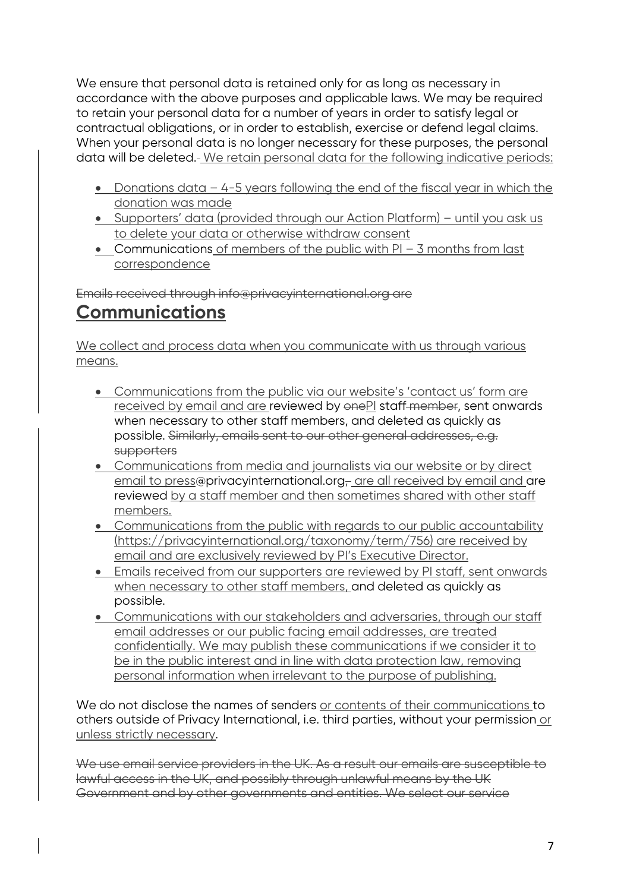We ensure that personal data is retained only for as long as necessary in accordance with the above purposes and applicable laws. We may be required to retain your personal data for a number of years in order to satisfy legal or contractual obligations, or in order to establish, exercise or defend legal claims. When your personal data is no longer necessary for these purposes, the personal data will be deleted.~~-~~ We retain personal data for the following indicative periods:

- Donations data – 4-5 years following the end of the fiscal year in which the donation was made
- Supporters' data (provided through our Action Platform) – until you ask us to delete your data or otherwise withdraw consent
- Communications of members of the public with PI – 3 months from last correspondence

~~Emails received through info@privacyinternational.org are~~

## Communications

We collect and process data when you communicate with us through various means.

- Communications from the public via our website's 'contact us' form are received by email and are reviewed by ~~one~~PI staff~~ member~~, sent onwards when necessary to other staff members, and deleted as quickly as possible. ~~Similarly, emails sent to our other general addresses, e.g. supporters~~
- Communications from media and journalists via our website or by direct email to press@privacyinternational.org~~,~~ are all received by email and are reviewed by a staff member and then sometimes shared with other staff members.
- Communications from the public with regards to our public accountability (https://privacyinternational.org/taxonomy/term/756) are received by email and are exclusively reviewed by PI's Executive Director.
- Emails received from our supporters are reviewed by PI staff, sent onwards when necessary to other staff members, and deleted as quickly as possible.
- Communications with our stakeholders and adversaries, through our staff email addresses or our public facing email addresses, are treated confidentially. We may publish these communications if we consider it to be in the public interest and in line with data protection law, removing personal information when irrelevant to the purpose of publishing.

We do not disclose the names of senders or contents of their communications to others outside of Privacy International, i.e. third parties, without your permission or unless strictly necessary.

~~We use email service providers in the UK. As a result our emails are susceptible to lawful access in the UK, and possibly through unlawful means by the UK Government and by other governments and entities. We select our service~~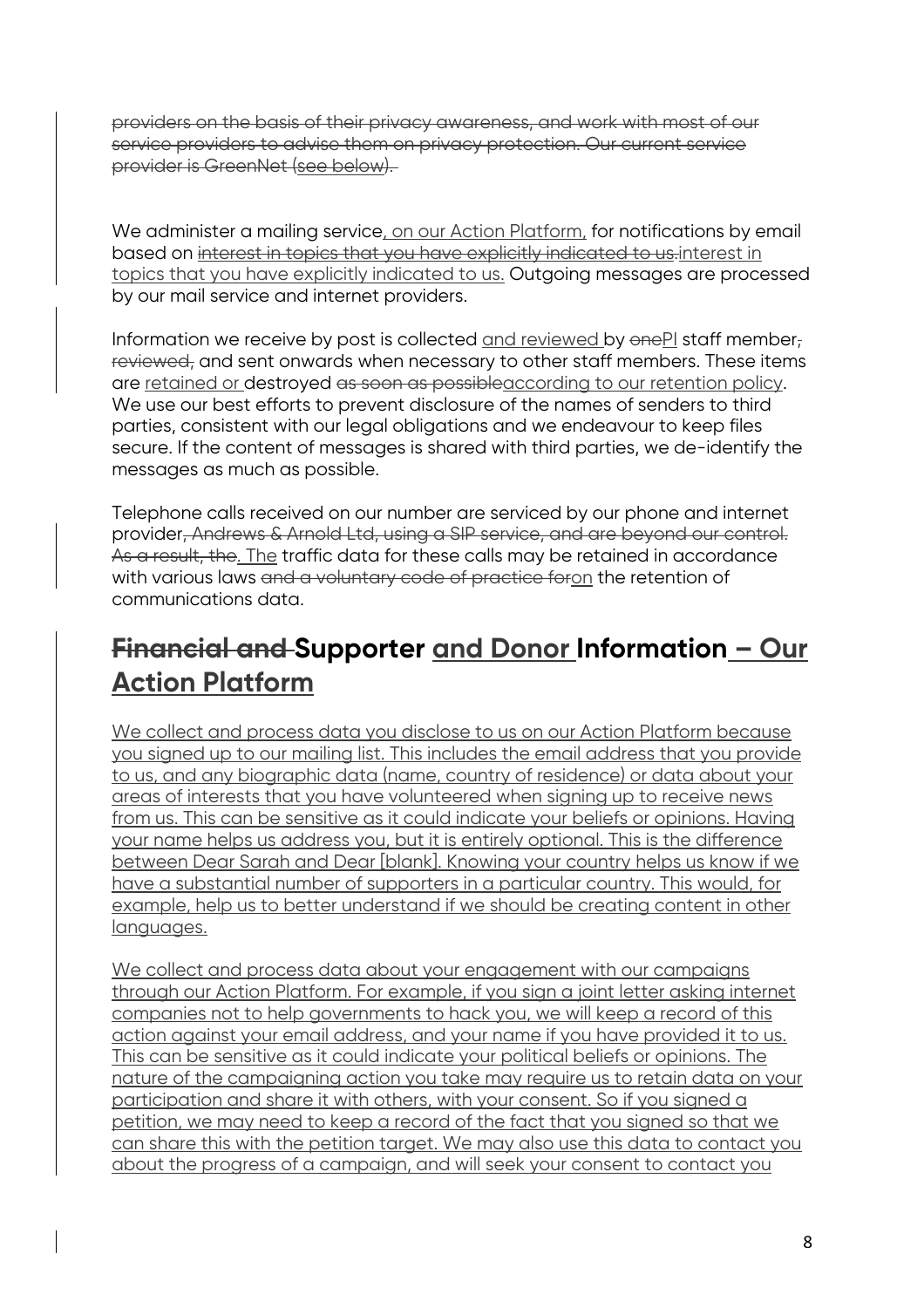~~providers on the basis of their privacy awareness, and work with most of our service providers to advise them on privacy protection. Our current service provider is GreenNet (see below).~~

We administer a mailing service, on our Action Platform, for notifications by email based on ~~interest in topics that you have explicitly indicated to us.~~interest in topics that you have explicitly indicated to us. Outgoing messages are processed by our mail service and internet providers.

Information we receive by post is collected and reviewed by ~~one~~PI staff member~~,~~ ~~reviewed,~~ and sent onwards when necessary to other staff members. These items are retained or destroyed ~~as soon as possible~~according to our retention policy. We use our best efforts to prevent disclosure of the names of senders to third parties, consistent with our legal obligations and we endeavour to keep files secure. If the content of messages is shared with third parties, we de-identify the messages as much as possible.

Telephone calls received on our number are serviced by our phone and internet provider~~, Andrews & Arnold Ltd, using a SIP service, and are beyond our control. As a result, the~~. The traffic data for these calls may be retained in accordance with various laws ~~and a voluntary code of practice for~~on the retention of communications data.

## ~~Financial and~~ Supporter and Donor Information – Our Action Platform

We collect and process data you disclose to us on our Action Platform because you signed up to our mailing list. This includes the email address that you provide to us, and any biographic data (name, country of residence) or data about your areas of interests that you have volunteered when signing up to receive news from us. This can be sensitive as it could indicate your beliefs or opinions. Having your name helps us address you, but it is entirely optional. This is the difference between Dear Sarah and Dear [blank]. Knowing your country helps us know if we have a substantial number of supporters in a particular country. This would, for example, help us to better understand if we should be creating content in other languages.

We collect and process data about your engagement with our campaigns through our Action Platform. For example, if you sign a joint letter asking internet companies not to help governments to hack you, we will keep a record of this action against your email address, and your name if you have provided it to us. This can be sensitive as it could indicate your political beliefs or opinions. The nature of the campaigning action you take may require us to retain data on your participation and share it with others, with your consent. So if you signed a petition, we may need to keep a record of the fact that you signed so that we can share this with the petition target. We may also use this data to contact you about the progress of a campaign, and will seek your consent to contact you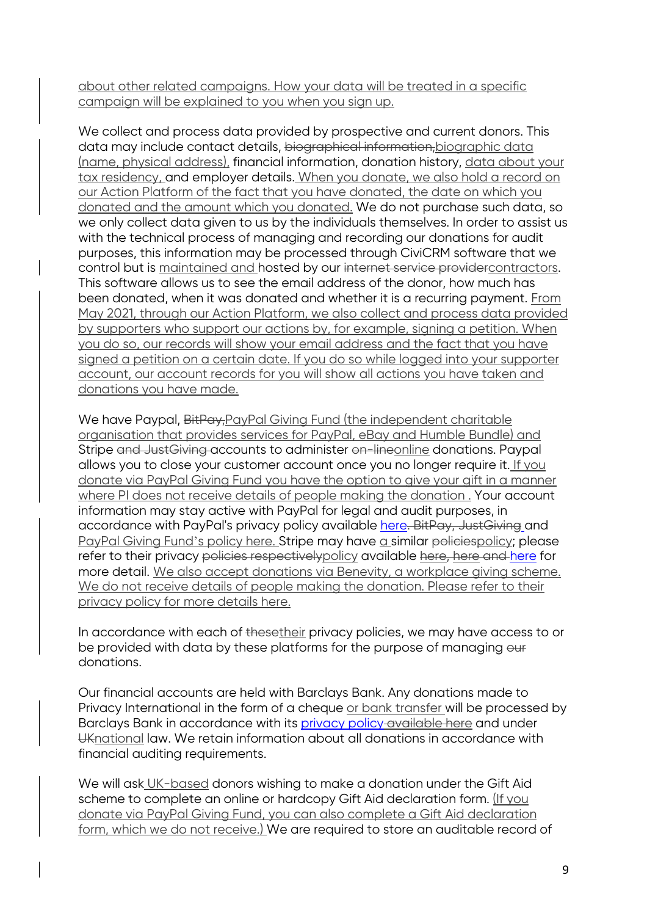about other related campaigns. How your data will be treated in a specific campaign will be explained to you when you sign up.

We collect and process data provided by prospective and current donors. This data may include contact details, ~~biographical information,~~biographic data (name, physical address), financial information, donation history, data about your tax residency, and employer details. When you donate, we also hold a record on our Action Platform of the fact that you have donated, the date on which you donated and the amount which you donated. We do not purchase such data, so we only collect data given to us by the individuals themselves. In order to assist us with the technical process of managing and recording our donations for audit purposes, this information may be processed through CiviCRM software that we control but is maintained and hosted by our ~~internet service provider~~contractors. This software allows us to see the email address of the donor, how much has been donated, when it was donated and whether it is a recurring payment. From May 2021, through our Action Platform, we also collect and process data provided by supporters who support our actions by, for example, signing a petition. When you do so, our records will show your email address and the fact that you have signed a petition on a certain date. If you do so while logged into your supporter account, our account records for you will show all actions you have taken and donations you have made.

We have Paypal, ~~BitPay,~~PayPal Giving Fund (the independent charitable organisation that provides services for PayPal, eBay and Humble Bundle) and Stripe ~~and JustGiving~~ accounts to administer ~~on-line~~online donations. Paypal allows you to close your customer account once you no longer require it. If you donate via PayPal Giving Fund you have the option to give your gift in a manner where PI does not receive details of people making the donation . Your account information may stay active with PayPal for legal and audit purposes, in accordance with PayPal's privacy policy available here~~. BitPay, JustGiving~~ and PayPal Giving Fund's policy here. Stripe may have a similar ~~policies~~policy; please refer to their privacy ~~policies respectively~~policy available ~~here, here and~~ here for more detail. We also accept donations via Benevity, a workplace giving scheme. We do not receive details of people making the donation. Please refer to their privacy policy for more details here.

In accordance with each of ~~these~~their privacy policies, we may have access to or be provided with data by these platforms for the purpose of managing ~~our~~ donations.

Our financial accounts are held with Barclays Bank. Any donations made to Privacy International in the form of a cheque or bank transfer will be processed by Barclays Bank in accordance with its privacy policy ~~available here~~ and under ~~UK~~national law. We retain information about all donations in accordance with financial auditing requirements.

We will ask UK-based donors wishing to make a donation under the Gift Aid scheme to complete an online or hardcopy Gift Aid declaration form. (If you donate via PayPal Giving Fund, you can also complete a Gift Aid declaration form, which we do not receive.) We are required to store an auditable record of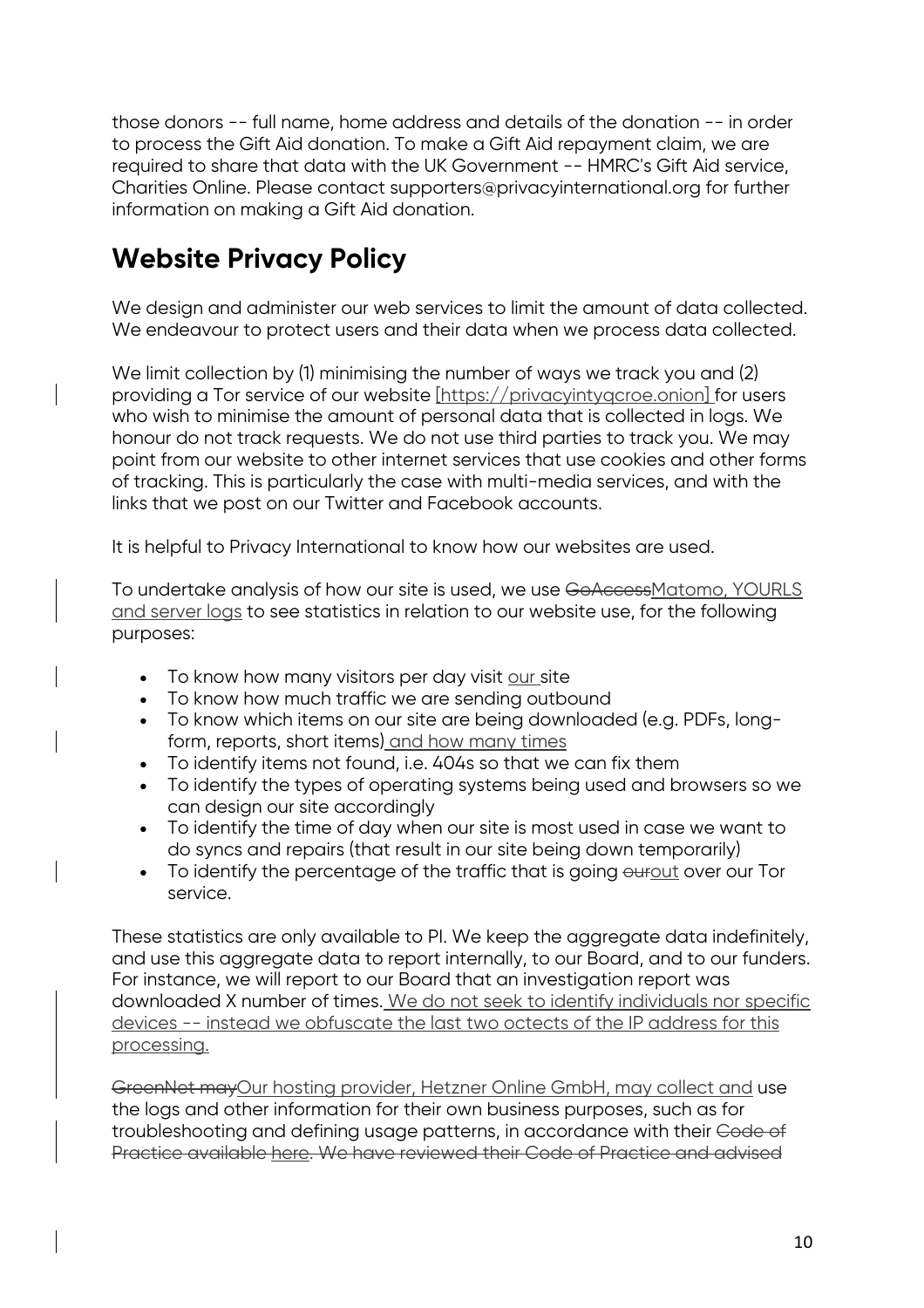those donors -- full name, home address and details of the donation -- in order to process the Gift Aid donation. To make a Gift Aid repayment claim, we are required to share that data with the UK Government -- HMRC's Gift Aid service, Charities Online. Please contact supporters@privacyinternational.org for further information on making a Gift Aid donation.

## Website Privacy Policy

We design and administer our web services to limit the amount of data collected. We endeavour to protect users and their data when we process data collected.

We limit collection by (1) minimising the number of ways we track you and (2) providing a Tor service of our website [https://privacyintyqcroe.onion] for users who wish to minimise the amount of personal data that is collected in logs. We honour do not track requests. We do not use third parties to track you. We may point from our website to other internet services that use cookies and other forms of tracking. This is particularly the case with multi-media services, and with the links that we post on our Twitter and Facebook accounts.

It is helpful to Privacy International to know how our websites are used.

To undertake analysis of how our site is used, we use ~~GoAccess~~Matomo, YOURLS and server logs to see statistics in relation to our website use, for the following purposes:

- To know how many visitors per day visit our site
- To know how much traffic we are sending outbound
- To know which items on our site are being downloaded (e.g. PDFs, long-form, reports, short items) and how many times
- To identify items not found, i.e. 404s so that we can fix them
- To identify the types of operating systems being used and browsers so we can design our site accordingly
- To identify the time of day when our site is most used in case we want to do syncs and repairs (that result in our site being down temporarily)
- To identify the percentage of the traffic that is going ~~our~~out over our Tor service.

These statistics are only available to PI. We keep the aggregate data indefinitely, and use this aggregate data to report internally, to our Board, and to our funders. For instance, we will report to our Board that an investigation report was downloaded X number of times. We do not seek to identify individuals nor specific devices -- instead we obfuscate the last two octects of the IP address for this processing.

~~GreenNet may~~Our hosting provider, Hetzner Online GmbH, may collect and use the logs and other information for their own business purposes, such as for troubleshooting and defining usage patterns, in accordance with their ~~Code of Practice available~~ here. ~~We have reviewed their Code of Practice and advised~~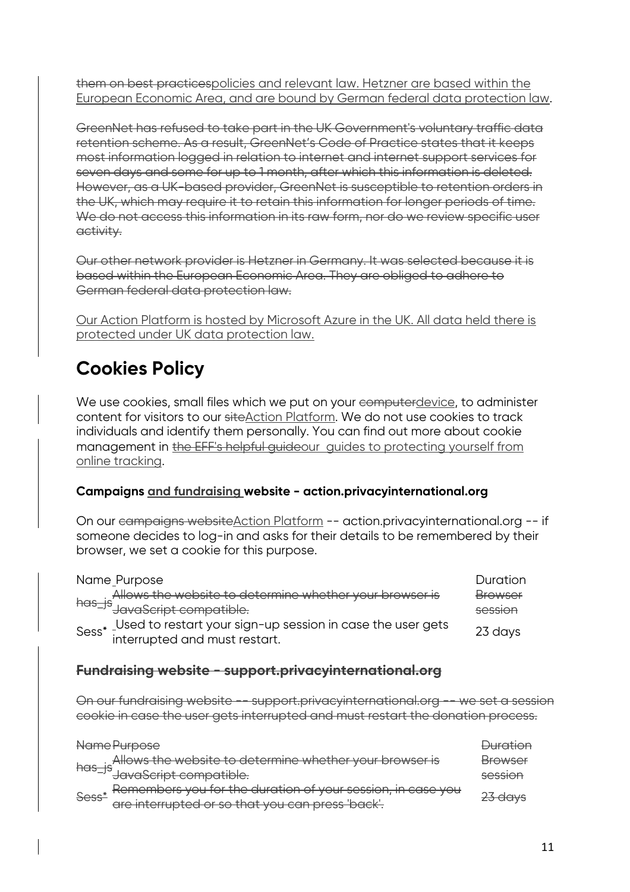~~them on best practices~~policies and relevant law. Hetzner are based within the European Economic Area, and are bound by German federal data protection law.

~~GreenNet has refused to take part in the UK Government's voluntary traffic data retention scheme. As a result, GreenNet's Code of Practice states that it keeps most information logged in relation to internet and internet support services for seven days and some for up to 1 month, after which this information is deleted. However, as a UK-based provider, GreenNet is susceptible to retention orders in the UK, which may require it to retain this information for longer periods of time. We do not access this information in its raw form, nor do we review specific user activity.~~

~~Our other network provider is Hetzner in Germany. It was selected because it is based within the European Economic Area. They are obliged to adhere to German federal data protection law.~~

Our Action Platform is hosted by Microsoft Azure in the UK. All data held there is protected under UK data protection law.

## Cookies Policy

We use cookies, small files which we put on your ~~computer~~device, to administer content for visitors to our ~~site~~Action Platform. We do not use cookies to track individuals and identify them personally. You can find out more about cookie management in ~~the EFF's helpful guide~~our guides to protecting yourself from online tracking.

### Campaigns and fundraising website - action.privacyinternational.org

On our ~~campaigns website~~Action Platform -- action.privacyinternational.org -- if someone decides to log-in and asks for their details to be remembered by their browser, we set a cookie for this purpose.

| Name | Purpose | Duration |
|---|---|---|
| ~~has_js~~ | ~~Allows the website to determine whether your browser is JavaScript compatible.~~ | ~~Browser session~~ |
| Sess* | Used to restart your sign-up session in case the user gets interrupted and must restart. | 23 days |

### ~~Fundraising website - support.privacyinternational.org~~

~~On our fundraising website -- support.privacyinternational.org -- we set a session cookie in case the user gets interrupted and must restart the donation process.~~

| ~~Name~~ | ~~Purpose~~ | ~~Duration~~ |
|---|---|---|
| ~~has_js~~ | ~~Allows the website to determine whether your browser is JavaScript compatible.~~ | ~~Browser session~~ |
| ~~Sess*~~ | ~~Remembers you for the duration of your session, in case you are interrupted or so that you can press 'back'.~~ | ~~23 days~~ |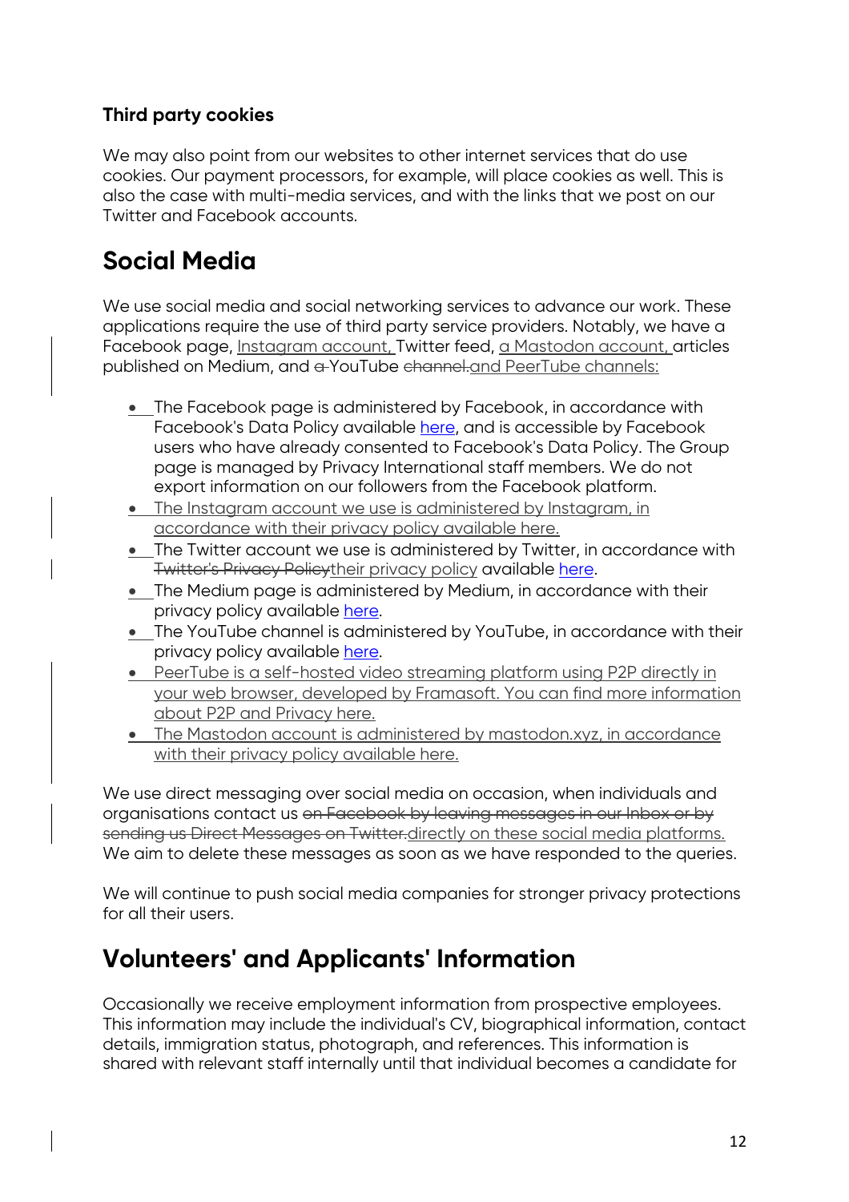### Third party cookies

We may also point from our websites to other internet services that do use cookies. Our payment processors, for example, will place cookies as well. This is also the case with multi-media services, and with the links that we post on our Twitter and Facebook accounts.

## Social Media

We use social media and social networking services to advance our work. These applications require the use of third party service providers. Notably, we have a Facebook page, Instagram account, Twitter feed, a Mastodon account, articles published on Medium, and ~~a~~ YouTube ~~channel.~~and PeerTube channels:

- The Facebook page is administered by Facebook, in accordance with Facebook's Data Policy available here, and is accessible by Facebook users who have already consented to Facebook's Data Policy. The Group page is managed by Privacy International staff members. We do not export information on our followers from the Facebook platform.
- The Instagram account we use is administered by Instagram, in accordance with their privacy policy available here.
- The Twitter account we use is administered by Twitter, in accordance with ~~Twitter's Privacy Policy~~their privacy policy available here.
- The Medium page is administered by Medium, in accordance with their privacy policy available here.
- The YouTube channel is administered by YouTube, in accordance with their privacy policy available here.
- PeerTube is a self-hosted video streaming platform using P2P directly in your web browser, developed by Framasoft. You can find more information about P2P and Privacy here.
- The Mastodon account is administered by mastodon.xyz, in accordance with their privacy policy available here.

We use direct messaging over social media on occasion, when individuals and organisations contact us ~~on Facebook by leaving messages in our Inbox or by sending us Direct Messages on Twitter.~~directly on these social media platforms. We aim to delete these messages as soon as we have responded to the queries.

We will continue to push social media companies for stronger privacy protections for all their users.

## Volunteers' and Applicants' Information

Occasionally we receive employment information from prospective employees. This information may include the individual's CV, biographical information, contact details, immigration status, photograph, and references. This information is shared with relevant staff internally until that individual becomes a candidate for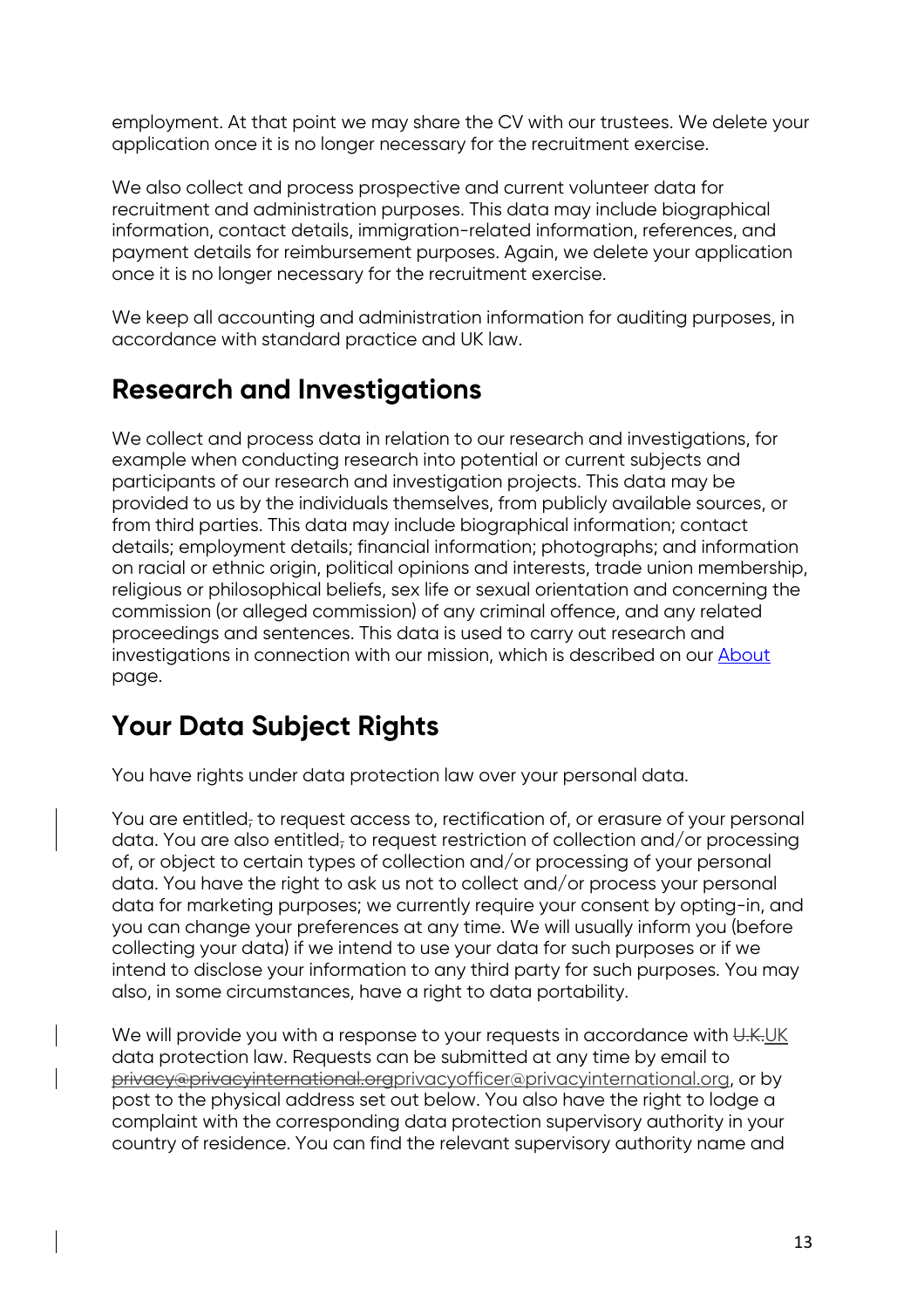employment. At that point we may share the CV with our trustees. We delete your application once it is no longer necessary for the recruitment exercise.

We also collect and process prospective and current volunteer data for recruitment and administration purposes. This data may include biographical information, contact details, immigration-related information, references, and payment details for reimbursement purposes. Again, we delete your application once it is no longer necessary for the recruitment exercise.

We keep all accounting and administration information for auditing purposes, in accordance with standard practice and UK law.

## Research and Investigations

We collect and process data in relation to our research and investigations, for example when conducting research into potential or current subjects and participants of our research and investigation projects. This data may be provided to us by the individuals themselves, from publicly available sources, or from third parties. This data may include biographical information; contact details; employment details; financial information; photographs; and information on racial or ethnic origin, political opinions and interests, trade union membership, religious or philosophical beliefs, sex life or sexual orientation and concerning the commission (or alleged commission) of any criminal offence, and any related proceedings and sentences. This data is used to carry out research and investigations in connection with our mission, which is described on our About page.

## Your Data Subject Rights

You have rights under data protection law over your personal data.

You are entitled ~~,~~ to request access to, rectification of, or erasure of your personal data. You are also entitled ~~,~~ to request restriction of collection and/or processing of, or object to certain types of collection and/or processing of your personal data. You have the right to ask us not to collect and/or process your personal data for marketing purposes; we currently require your consent by opting-in, and you can change your preferences at any time. We will usually inform you (before collecting your data) if we intend to use your data for such purposes or if we intend to disclose your information to any third party for such purposes. You may also, in some circumstances, have a right to data portability.

We will provide you with a response to your requests in accordance with ~~U.K.~~ UK data protection law. Requests can be submitted at any time by email to ~~privacy@privacyinternational.org~~ privacyofficer@privacyinternational.org, or by post to the physical address set out below. You also have the right to lodge a complaint with the corresponding data protection supervisory authority in your country of residence. You can find the relevant supervisory authority name and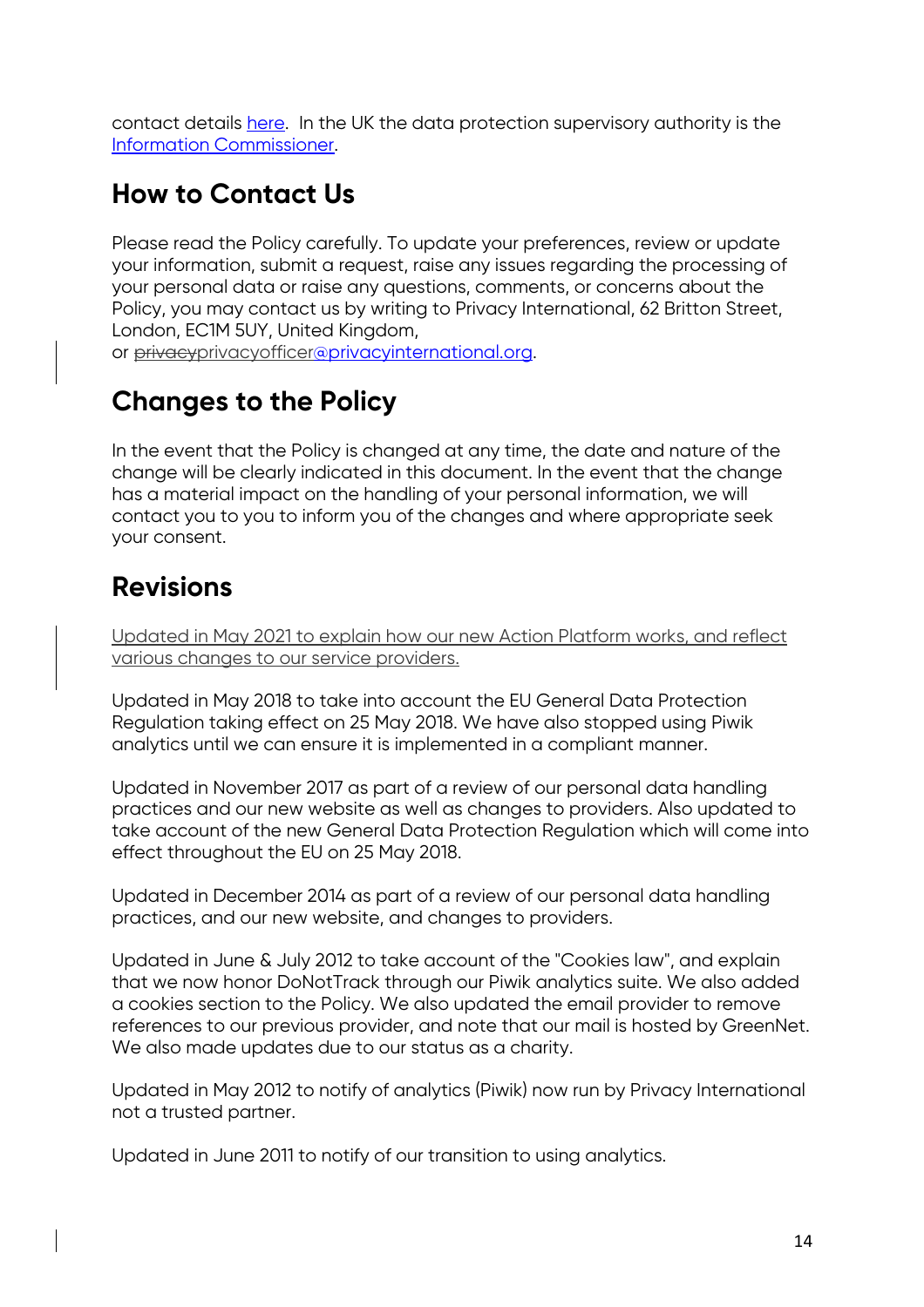contact details here. In the UK the data protection supervisory authority is the Information Commissioner.

## How to Contact Us

Please read the Policy carefully. To update your preferences, review or update your information, submit a request, raise any issues regarding the processing of your personal data or raise any questions, comments, or concerns about the Policy, you may contact us by writing to Privacy International, 62 Britton Street, London, EC1M 5UY, United Kingdom, or ~~privacy~~privacyofficer@privacyinternational.org.

## Changes to the Policy

In the event that the Policy is changed at any time, the date and nature of the change will be clearly indicated in this document. In the event that the change has a material impact on the handling of your personal information, we will contact you to you to inform you of the changes and where appropriate seek your consent.

## Revisions

Updated in May 2021 to explain how our new Action Platform works, and reflect various changes to our service providers.

Updated in May 2018 to take into account the EU General Data Protection Regulation taking effect on 25 May 2018. We have also stopped using Piwik analytics until we can ensure it is implemented in a compliant manner.

Updated in November 2017 as part of a review of our personal data handling practices and our new website as well as changes to providers. Also updated to take account of the new General Data Protection Regulation which will come into effect throughout the EU on 25 May 2018.

Updated in December 2014 as part of a review of our personal data handling practices, and our new website, and changes to providers.

Updated in June & July 2012 to take account of the "Cookies law", and explain that we now honor DoNotTrack through our Piwik analytics suite. We also added a cookies section to the Policy. We also updated the email provider to remove references to our previous provider, and note that our mail is hosted by GreenNet. We also made updates due to our status as a charity.

Updated in May 2012 to notify of analytics (Piwik) now run by Privacy International not a trusted partner.

Updated in June 2011 to notify of our transition to using analytics.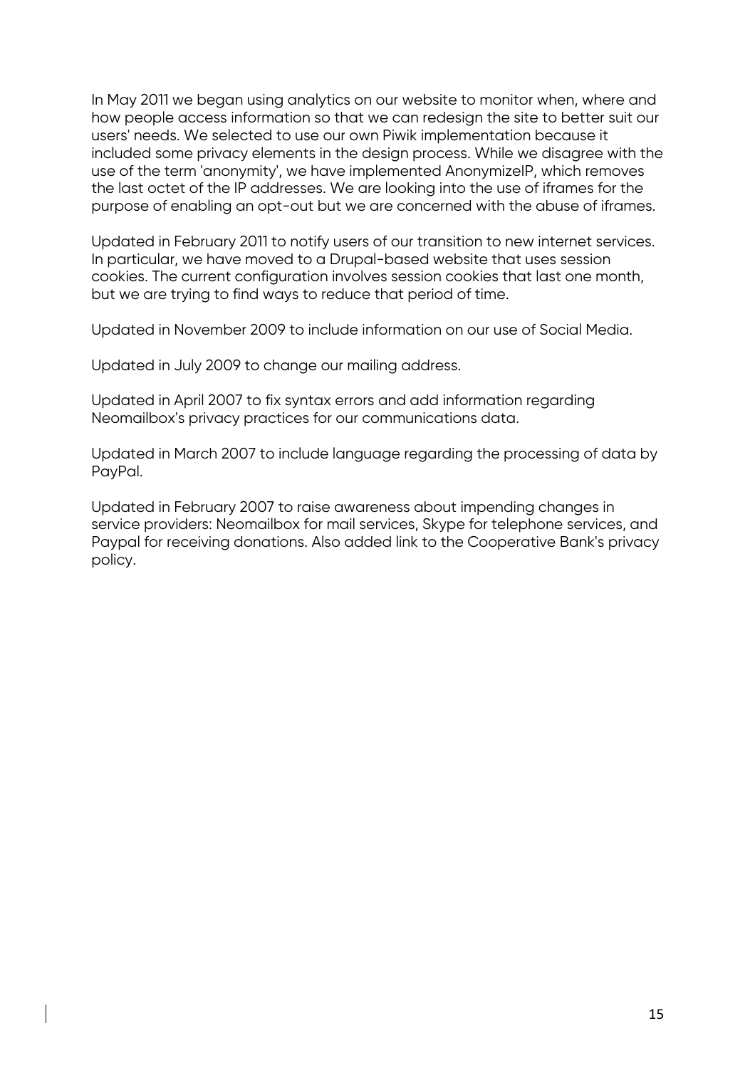In May 2011 we began using analytics on our website to monitor when, where and how people access information so that we can redesign the site to better suit our users' needs. We selected to use our own Piwik implementation because it included some privacy elements in the design process. While we disagree with the use of the term 'anonymity', we have implemented AnonymizeIP, which removes the last octet of the IP addresses. We are looking into the use of iframes for the purpose of enabling an opt-out but we are concerned with the abuse of iframes.

Updated in February 2011 to notify users of our transition to new internet services. In particular, we have moved to a Drupal-based website that uses session cookies. The current configuration involves session cookies that last one month, but we are trying to find ways to reduce that period of time.

Updated in November 2009 to include information on our use of Social Media.

Updated in July 2009 to change our mailing address.

Updated in April 2007 to fix syntax errors and add information regarding Neomailbox's privacy practices for our communications data.

Updated in March 2007 to include language regarding the processing of data by PayPal.

Updated in February 2007 to raise awareness about impending changes in service providers: Neomailbox for mail services, Skype for telephone services, and Paypal for receiving donations. Also added link to the Cooperative Bank's privacy policy.